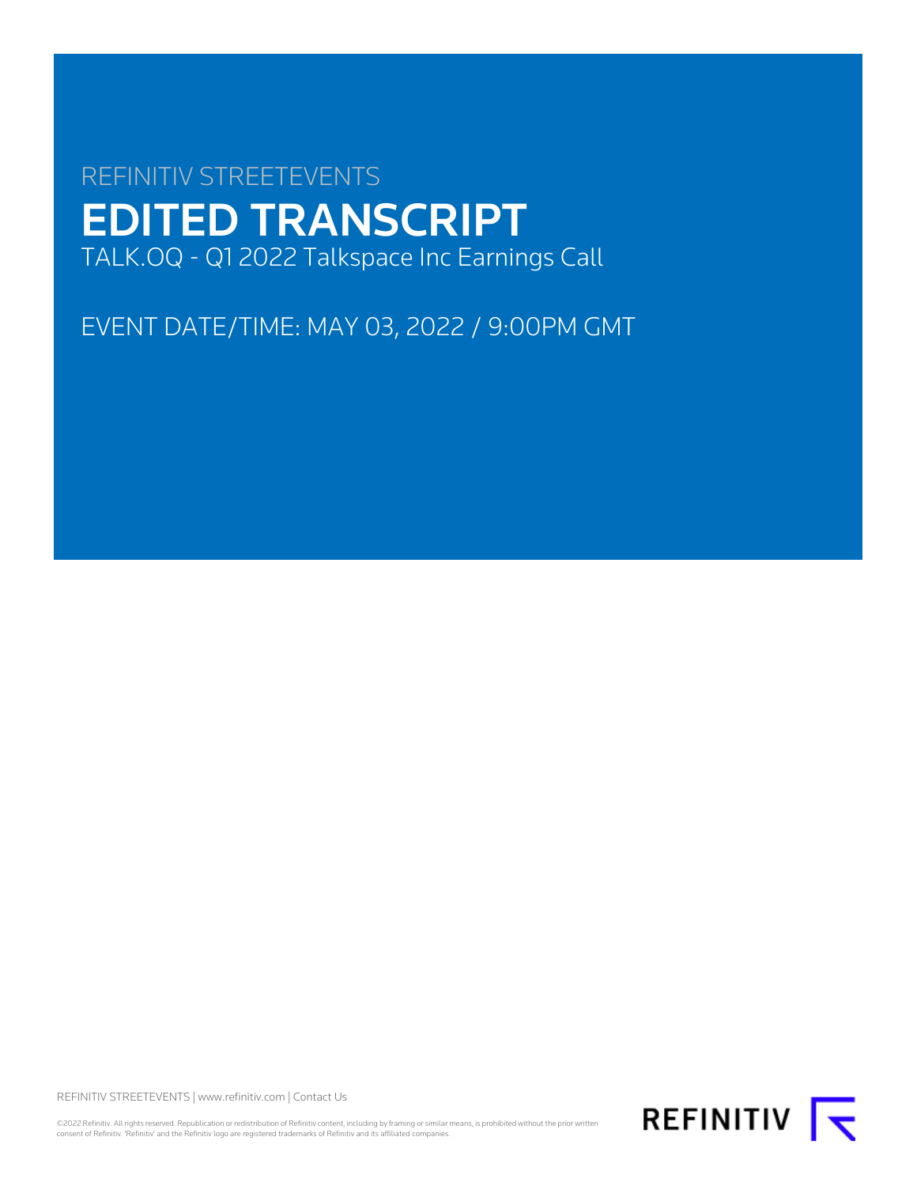REFINITIV STREETEVENTS

# EDITED TRANSCRIPT

TALK.OQ - Q1 2022 Talkspace Inc Earnings Call

EVENT DATE/TIME: MAY 03, 2022 / 9:00PM GMT

REFINITIV STREETEVENTS | www.refinitiv.com | Contact Us

©2022 Refinitiv. All rights reserved. Republication or redistribution of Refinitiv content, including by framing or similar means, is prohibited without the prior written consent of Refinitiv. 'Refinitiv' and the Refinitiv logo are registered trademarks of Refinitiv and its affiliated companies.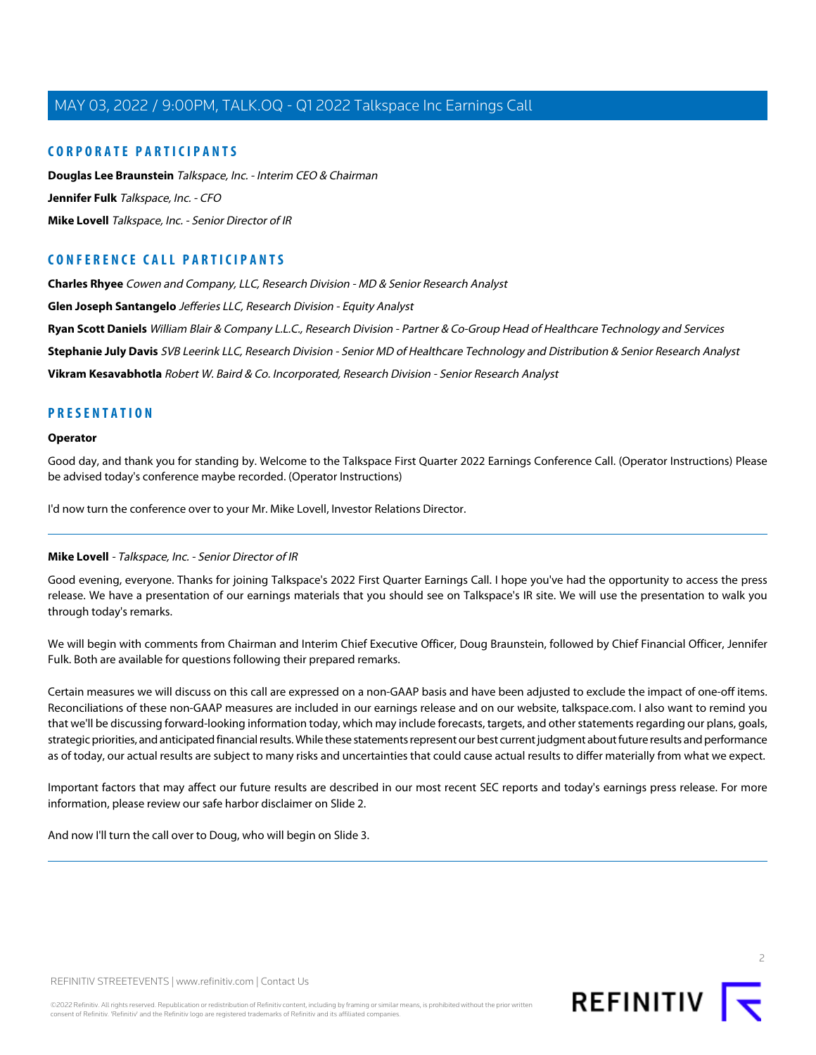## CORPORATE PARTICIPANTS

**Douglas Lee Braunstein** *Talkspace, Inc. - Interim CEO & Chairman*

**Jennifer Fulk** *Talkspace, Inc. - CFO*

**Mike Lovell** *Talkspace, Inc. - Senior Director of IR*

## CONFERENCE CALL PARTICIPANTS

**Charles Rhyee** *Cowen and Company, LLC, Research Division - MD & Senior Research Analyst*

**Glen Joseph Santangelo** *Jefferies LLC, Research Division - Equity Analyst*

**Ryan Scott Daniels** *William Blair & Company L.L.C., Research Division - Partner & Co-Group Head of Healthcare Technology and Services*

**Stephanie July Davis** *SVB Leerink LLC, Research Division - Senior MD of Healthcare Technology and Distribution & Senior Research Analyst*

**Vikram Kesavabhotla** *Robert W. Baird & Co. Incorporated, Research Division - Senior Research Analyst*

## PRESENTATION

**Operator**

Good day, and thank you for standing by. Welcome to the Talkspace First Quarter 2022 Earnings Conference Call. (Operator Instructions) Please be advised today's conference maybe recorded. (Operator Instructions)

I'd now turn the conference over to your Mr. Mike Lovell, Investor Relations Director.

---

**Mike Lovell** - *Talkspace, Inc. - Senior Director of IR*

Good evening, everyone. Thanks for joining Talkspace's 2022 First Quarter Earnings Call. I hope you've had the opportunity to access the press release. We have a presentation of our earnings materials that you should see on Talkspace's IR site. We will use the presentation to walk you through today's remarks.

We will begin with comments from Chairman and Interim Chief Executive Officer, Doug Braunstein, followed by Chief Financial Officer, Jennifer Fulk. Both are available for questions following their prepared remarks.

Certain measures we will discuss on this call are expressed on a non-GAAP basis and have been adjusted to exclude the impact of one-off items. Reconciliations of these non-GAAP measures are included in our earnings release and on our website, talkspace.com. I also want to remind you that we'll be discussing forward-looking information today, which may include forecasts, targets, and other statements regarding our plans, goals, strategic priorities, and anticipated financial results. While these statements represent our best current judgment about future results and performance as of today, our actual results are subject to many risks and uncertainties that could cause actual results to differ materially from what we expect.

Important factors that may affect our future results are described in our most recent SEC reports and today's earnings press release. For more information, please review our safe harbor disclaimer on Slide 2.

And now I'll turn the call over to Doug, who will begin on Slide 3.

---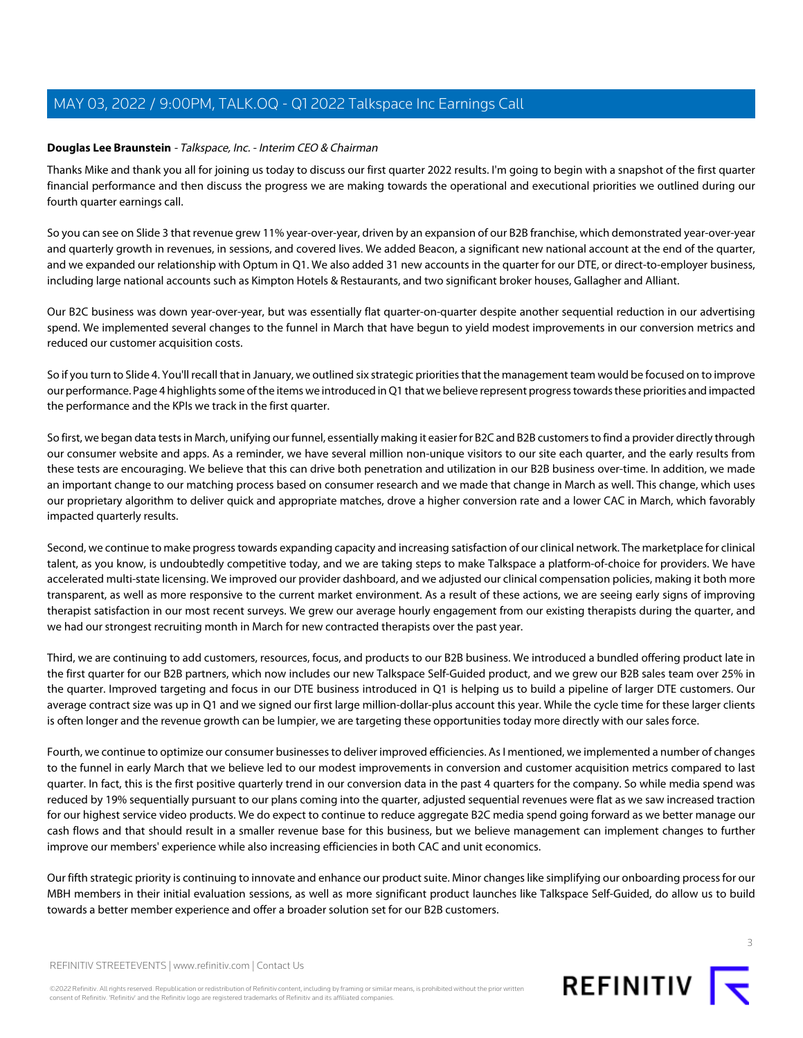**Douglas Lee Braunstein** - *Talkspace, Inc. - Interim CEO & Chairman*

Thanks Mike and thank you all for joining us today to discuss our first quarter 2022 results. I'm going to begin with a snapshot of the first quarter financial performance and then discuss the progress we are making towards the operational and executional priorities we outlined during our fourth quarter earnings call.

So you can see on Slide 3 that revenue grew 11% year-over-year, driven by an expansion of our B2B franchise, which demonstrated year-over-year and quarterly growth in revenues, in sessions, and covered lives. We added Beacon, a significant new national account at the end of the quarter, and we expanded our relationship with Optum in Q1. We also added 31 new accounts in the quarter for our DTE, or direct-to-employer business, including large national accounts such as Kimpton Hotels & Restaurants, and two significant broker houses, Gallagher and Alliant.

Our B2C business was down year-over-year, but was essentially flat quarter-on-quarter despite another sequential reduction in our advertising spend. We implemented several changes to the funnel in March that have begun to yield modest improvements in our conversion metrics and reduced our customer acquisition costs.

So if you turn to Slide 4. You'll recall that in January, we outlined six strategic priorities that the management team would be focused on to improve our performance. Page 4 highlights some of the items we introduced in Q1 that we believe represent progress towards these priorities and impacted the performance and the KPIs we track in the first quarter.

So first, we began data tests in March, unifying our funnel, essentially making it easier for B2C and B2B customers to find a provider directly through our consumer website and apps. As a reminder, we have several million non-unique visitors to our site each quarter, and the early results from these tests are encouraging. We believe that this can drive both penetration and utilization in our B2B business over-time. In addition, we made an important change to our matching process based on consumer research and we made that change in March as well. This change, which uses our proprietary algorithm to deliver quick and appropriate matches, drove a higher conversion rate and a lower CAC in March, which favorably impacted quarterly results.

Second, we continue to make progress towards expanding capacity and increasing satisfaction of our clinical network. The marketplace for clinical talent, as you know, is undoubtedly competitive today, and we are taking steps to make Talkspace a platform-of-choice for providers. We have accelerated multi-state licensing. We improved our provider dashboard, and we adjusted our clinical compensation policies, making it both more transparent, as well as more responsive to the current market environment. As a result of these actions, we are seeing early signs of improving therapist satisfaction in our most recent surveys. We grew our average hourly engagement from our existing therapists during the quarter, and we had our strongest recruiting month in March for new contracted therapists over the past year.

Third, we are continuing to add customers, resources, focus, and products to our B2B business. We introduced a bundled offering product late in the first quarter for our B2B partners, which now includes our new Talkspace Self-Guided product, and we grew our B2B sales team over 25% in the quarter. Improved targeting and focus in our DTE business introduced in Q1 is helping us to build a pipeline of larger DTE customers. Our average contract size was up in Q1 and we signed our first large million-dollar-plus account this year. While the cycle time for these larger clients is often longer and the revenue growth can be lumpier, we are targeting these opportunities today more directly with our sales force.

Fourth, we continue to optimize our consumer businesses to deliver improved efficiencies. As I mentioned, we implemented a number of changes to the funnel in early March that we believe led to our modest improvements in conversion and customer acquisition metrics compared to last quarter. In fact, this is the first positive quarterly trend in our conversion data in the past 4 quarters for the company. So while media spend was reduced by 19% sequentially pursuant to our plans coming into the quarter, adjusted sequential revenues were flat as we saw increased traction for our highest service video products. We do expect to continue to reduce aggregate B2C media spend going forward as we better manage our cash flows and that should result in a smaller revenue base for this business, but we believe management can implement changes to further improve our members' experience while also increasing efficiencies in both CAC and unit economics.

Our fifth strategic priority is continuing to innovate and enhance our product suite. Minor changes like simplifying our onboarding process for our MBH members in their initial evaluation sessions, as well as more significant product launches like Talkspace Self-Guided, do allow us to build towards a better member experience and offer a broader solution set for our B2B customers.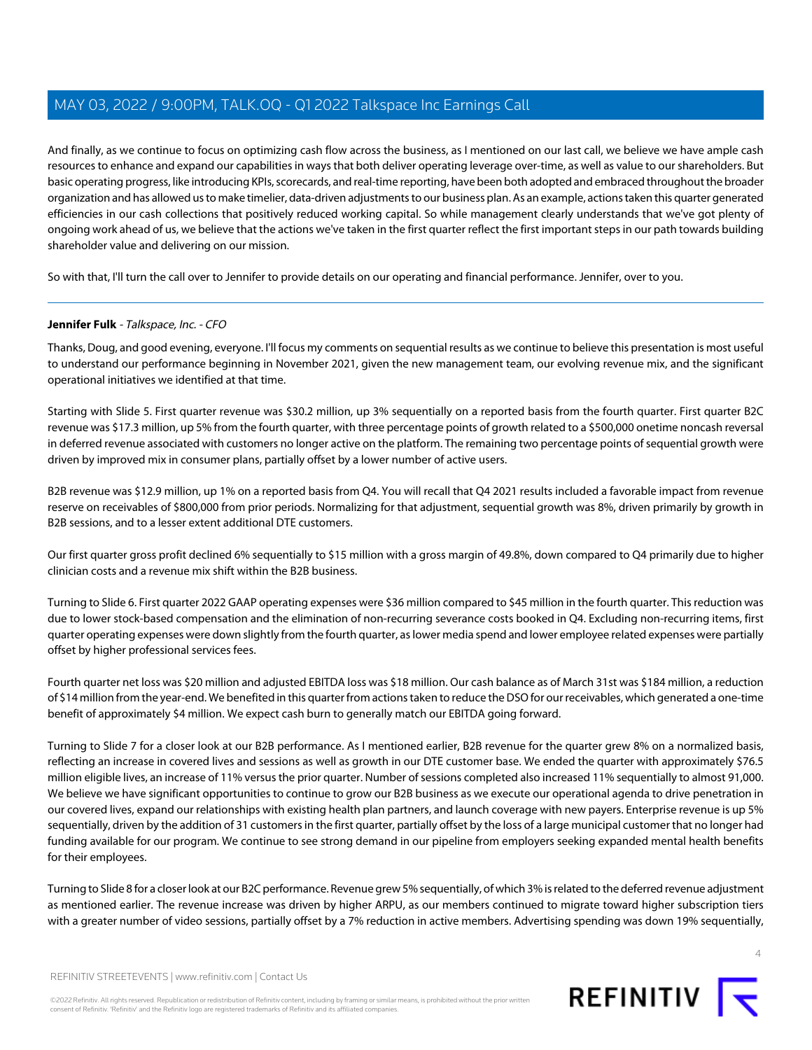And finally, as we continue to focus on optimizing cash flow across the business, as I mentioned on our last call, we believe we have ample cash resources to enhance and expand our capabilities in ways that both deliver operating leverage over-time, as well as value to our shareholders. But basic operating progress, like introducing KPIs, scorecards, and real-time reporting, have been both adopted and embraced throughout the broader organization and has allowed us to make timelier, data-driven adjustments to our business plan. As an example, actions taken this quarter generated efficiencies in our cash collections that positively reduced working capital. So while management clearly understands that we've got plenty of ongoing work ahead of us, we believe that the actions we've taken in the first quarter reflect the first important steps in our path towards building shareholder value and delivering on our mission.

So with that, I'll turn the call over to Jennifer to provide details on our operating and financial performance. Jennifer, over to you.

---

**Jennifer Fulk** - *Talkspace, Inc. - CFO*

Thanks, Doug, and good evening, everyone. I'll focus my comments on sequential results as we continue to believe this presentation is most useful to understand our performance beginning in November 2021, given the new management team, our evolving revenue mix, and the significant operational initiatives we identified at that time.

Starting with Slide 5. First quarter revenue was $30.2 million, up 3% sequentially on a reported basis from the fourth quarter. First quarter B2C revenue was $17.3 million, up 5% from the fourth quarter, with three percentage points of growth related to a $500,000 onetime noncash reversal in deferred revenue associated with customers no longer active on the platform. The remaining two percentage points of sequential growth were driven by improved mix in consumer plans, partially offset by a lower number of active users.

B2B revenue was $12.9 million, up 1% on a reported basis from Q4. You will recall that Q4 2021 results included a favorable impact from revenue reserve on receivables of $800,000 from prior periods. Normalizing for that adjustment, sequential growth was 8%, driven primarily by growth in B2B sessions, and to a lesser extent additional DTE customers.

Our first quarter gross profit declined 6% sequentially to $15 million with a gross margin of 49.8%, down compared to Q4 primarily due to higher clinician costs and a revenue mix shift within the B2B business.

Turning to Slide 6. First quarter 2022 GAAP operating expenses were $36 million compared to $45 million in the fourth quarter. This reduction was due to lower stock-based compensation and the elimination of non-recurring severance costs booked in Q4. Excluding non-recurring items, first quarter operating expenses were down slightly from the fourth quarter, as lower media spend and lower employee related expenses were partially offset by higher professional services fees.

Fourth quarter net loss was $20 million and adjusted EBITDA loss was $18 million. Our cash balance as of March 31st was $184 million, a reduction of $14 million from the year-end. We benefited in this quarter from actions taken to reduce the DSO for our receivables, which generated a one-time benefit of approximately $4 million. We expect cash burn to generally match our EBITDA going forward.

Turning to Slide 7 for a closer look at our B2B performance. As I mentioned earlier, B2B revenue for the quarter grew 8% on a normalized basis, reflecting an increase in covered lives and sessions as well as growth in our DTE customer base. We ended the quarter with approximately $76.5 million eligible lives, an increase of 11% versus the prior quarter. Number of sessions completed also increased 11% sequentially to almost 91,000. We believe we have significant opportunities to continue to grow our B2B business as we execute our operational agenda to drive penetration in our covered lives, expand our relationships with existing health plan partners, and launch coverage with new payers. Enterprise revenue is up 5% sequentially, driven by the addition of 31 customers in the first quarter, partially offset by the loss of a large municipal customer that no longer had funding available for our program. We continue to see strong demand in our pipeline from employers seeking expanded mental health benefits for their employees.

Turning to Slide 8 for a closer look at our B2C performance. Revenue grew 5% sequentially, of which 3% is related to the deferred revenue adjustment as mentioned earlier. The revenue increase was driven by higher ARPU, as our members continued to migrate toward higher subscription tiers with a greater number of video sessions, partially offset by a 7% reduction in active members. Advertising spending was down 19% sequentially,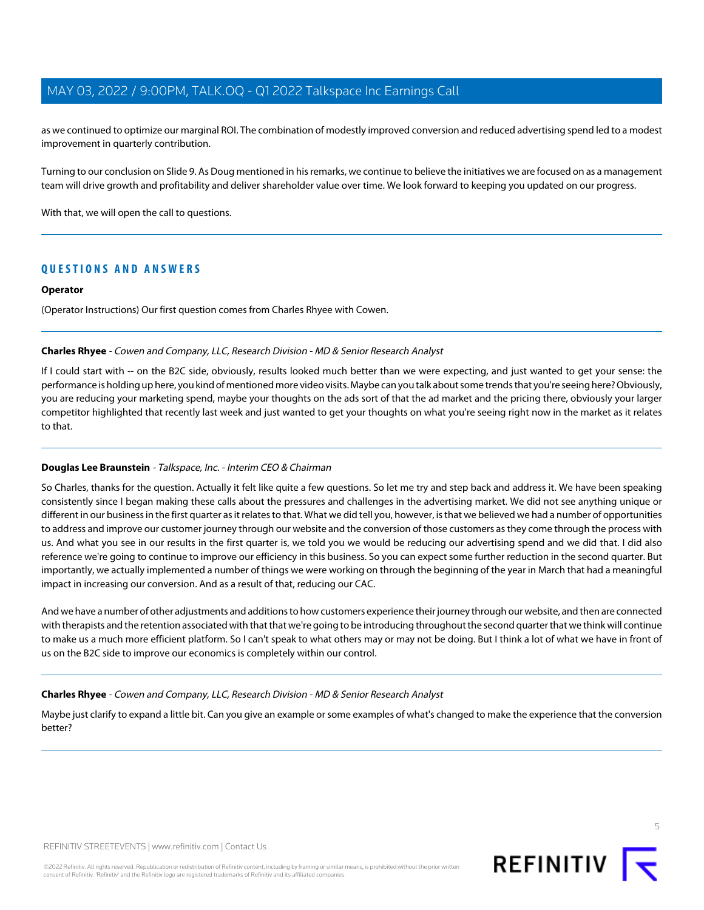as we continued to optimize our marginal ROI. The combination of modestly improved conversion and reduced advertising spend led to a modest improvement in quarterly contribution.

Turning to our conclusion on Slide 9. As Doug mentioned in his remarks, we continue to believe the initiatives we are focused on as a management team will drive growth and profitability and deliver shareholder value over time. We look forward to keeping you updated on our progress.

With that, we will open the call to questions.

## QUESTIONS AND ANSWERS

**Operator**

(Operator Instructions) Our first question comes from Charles Rhyee with Cowen.

**Charles Rhyee** - *Cowen and Company, LLC, Research Division - MD & Senior Research Analyst*

If I could start with -- on the B2C side, obviously, results looked much better than we were expecting, and just wanted to get your sense: the performance is holding up here, you kind of mentioned more video visits. Maybe can you talk about some trends that you're seeing here? Obviously, you are reducing your marketing spend, maybe your thoughts on the ads sort of that the ad market and the pricing there, obviously your larger competitor highlighted that recently last week and just wanted to get your thoughts on what you're seeing right now in the market as it relates to that.

**Douglas Lee Braunstein** - *Talkspace, Inc. - Interim CEO & Chairman*

So Charles, thanks for the question. Actually it felt like quite a few questions. So let me try and step back and address it. We have been speaking consistently since I began making these calls about the pressures and challenges in the advertising market. We did not see anything unique or different in our business in the first quarter as it relates to that. What we did tell you, however, is that we believed we had a number of opportunities to address and improve our customer journey through our website and the conversion of those customers as they come through the process with us. And what you see in our results in the first quarter is, we told you we would be reducing our advertising spend and we did that. I did also reference we're going to continue to improve our efficiency in this business. So you can expect some further reduction in the second quarter. But importantly, we actually implemented a number of things we were working on through the beginning of the year in March that had a meaningful impact in increasing our conversion. And as a result of that, reducing our CAC.

And we have a number of other adjustments and additions to how customers experience their journey through our website, and then are connected with therapists and the retention associated with that that we're going to be introducing throughout the second quarter that we think will continue to make us a much more efficient platform. So I can't speak to what others may or may not be doing. But I think a lot of what we have in front of us on the B2C side to improve our economics is completely within our control.

**Charles Rhyee** - *Cowen and Company, LLC, Research Division - MD & Senior Research Analyst*

Maybe just clarify to expand a little bit. Can you give an example or some examples of what's changed to make the experience that the conversion better?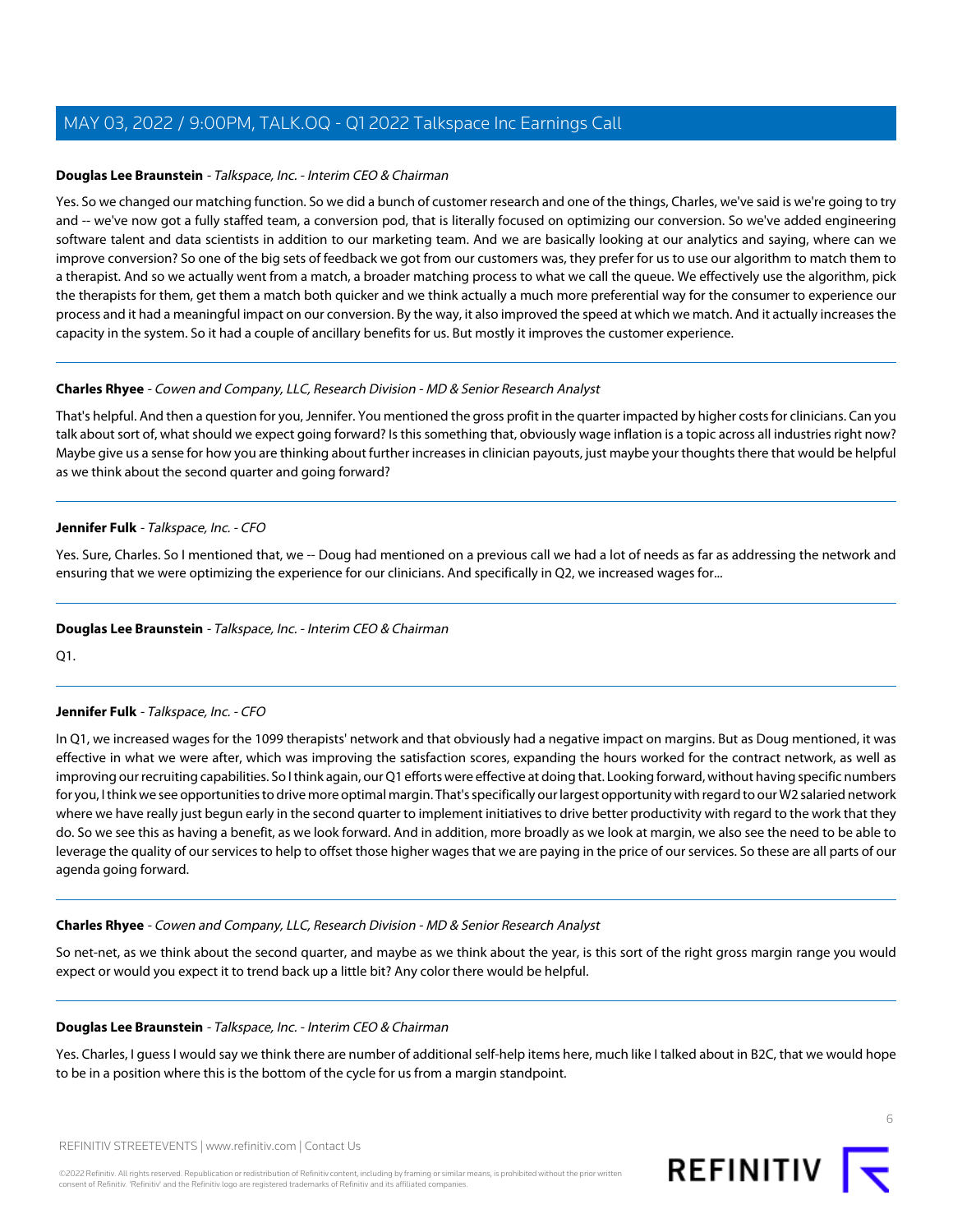**Douglas Lee Braunstein** - *Talkspace, Inc. - Interim CEO & Chairman*

Yes. So we changed our matching function. So we did a bunch of customer research and one of the things, Charles, we've said is we're going to try and -- we've now got a fully staffed team, a conversion pod, that is literally focused on optimizing our conversion. So we've added engineering software talent and data scientists in addition to our marketing team. And we are basically looking at our analytics and saying, where can we improve conversion? So one of the big sets of feedback we got from our customers was, they prefer for us to use our algorithm to match them to a therapist. And so we actually went from a match, a broader matching process to what we call the queue. We effectively use the algorithm, pick the therapists for them, get them a match both quicker and we think actually a much more preferential way for the consumer to experience our process and it had a meaningful impact on our conversion. By the way, it also improved the speed at which we match. And it actually increases the capacity in the system. So it had a couple of ancillary benefits for us. But mostly it improves the customer experience.

---

**Charles Rhyee** - *Cowen and Company, LLC, Research Division - MD & Senior Research Analyst*

That's helpful. And then a question for you, Jennifer. You mentioned the gross profit in the quarter impacted by higher costs for clinicians. Can you talk about sort of, what should we expect going forward? Is this something that, obviously wage inflation is a topic across all industries right now? Maybe give us a sense for how you are thinking about further increases in clinician payouts, just maybe your thoughts there that would be helpful as we think about the second quarter and going forward?

---

**Jennifer Fulk** - *Talkspace, Inc. - CFO*

Yes. Sure, Charles. So I mentioned that, we -- Doug had mentioned on a previous call we had a lot of needs as far as addressing the network and ensuring that we were optimizing the experience for our clinicians. And specifically in Q2, we increased wages for...

---

**Douglas Lee Braunstein** - *Talkspace, Inc. - Interim CEO & Chairman*

Q1.

---

**Jennifer Fulk** - *Talkspace, Inc. - CFO*

In Q1, we increased wages for the 1099 therapists' network and that obviously had a negative impact on margins. But as Doug mentioned, it was effective in what we were after, which was improving the satisfaction scores, expanding the hours worked for the contract network, as well as improving our recruiting capabilities. So I think again, our Q1 efforts were effective at doing that. Looking forward, without having specific numbers for you, I think we see opportunities to drive more optimal margin. That's specifically our largest opportunity with regard to our W2 salaried network where we have really just begun early in the second quarter to implement initiatives to drive better productivity with regard to the work that they do. So we see this as having a benefit, as we look forward. And in addition, more broadly as we look at margin, we also see the need to be able to leverage the quality of our services to help to offset those higher wages that we are paying in the price of our services. So these are all parts of our agenda going forward.

---

**Charles Rhyee** - *Cowen and Company, LLC, Research Division - MD & Senior Research Analyst*

So net-net, as we think about the second quarter, and maybe as we think about the year, is this sort of the right gross margin range you would expect or would you expect it to trend back up a little bit? Any color there would be helpful.

---

**Douglas Lee Braunstein** - *Talkspace, Inc. - Interim CEO & Chairman*

Yes. Charles, I guess I would say we think there are number of additional self-help items here, much like I talked about in B2C, that we would hope to be in a position where this is the bottom of the cycle for us from a margin standpoint.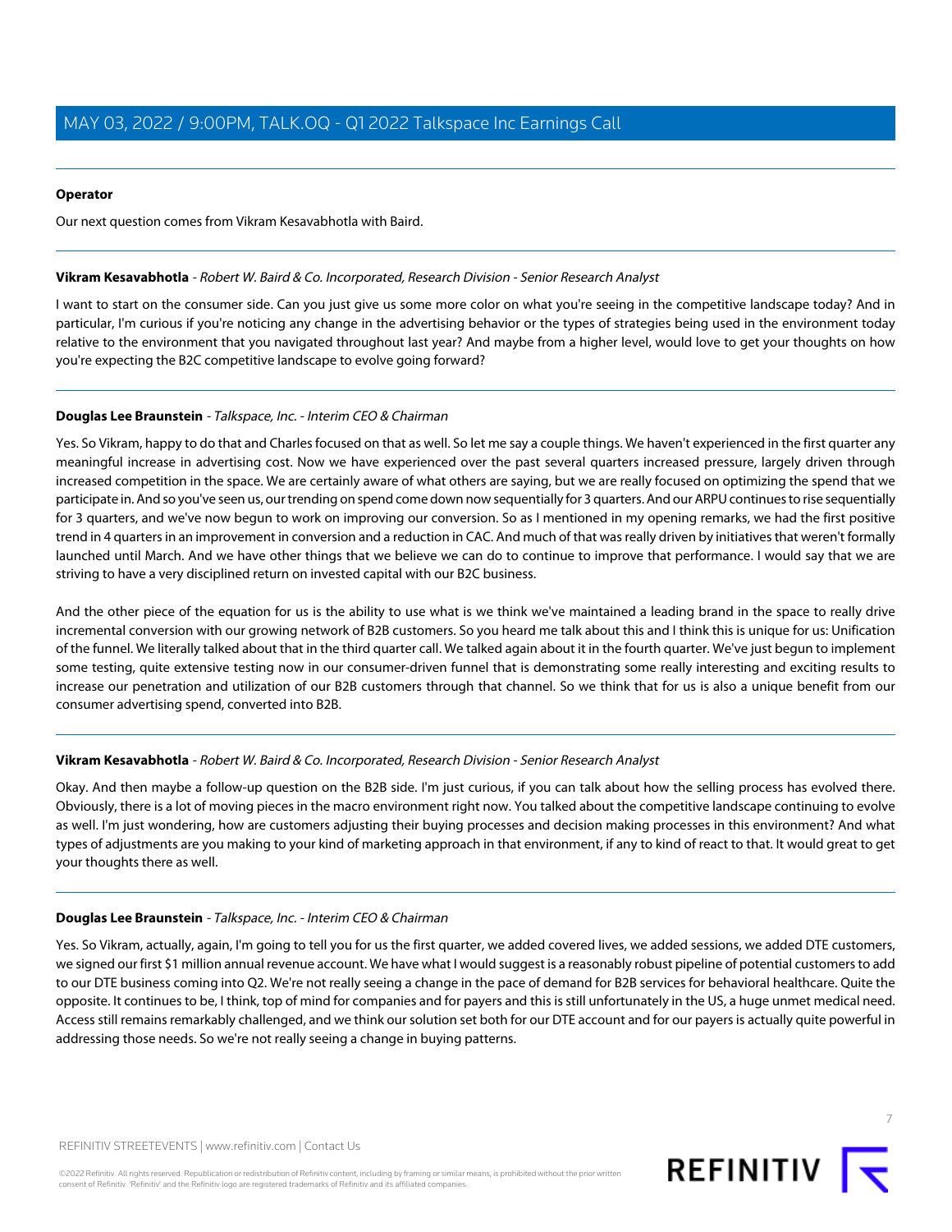**Operator**

Our next question comes from Vikram Kesavabhotla with Baird.

---

**Vikram Kesavabhotla** - *Robert W. Baird & Co. Incorporated, Research Division - Senior Research Analyst*

I want to start on the consumer side. Can you just give us some more color on what you're seeing in the competitive landscape today? And in particular, I'm curious if you're noticing any change in the advertising behavior or the types of strategies being used in the environment today relative to the environment that you navigated throughout last year? And maybe from a higher level, would love to get your thoughts on how you're expecting the B2C competitive landscape to evolve going forward?

---

**Douglas Lee Braunstein** - *Talkspace, Inc. - Interim CEO & Chairman*

Yes. So Vikram, happy to do that and Charles focused on that as well. So let me say a couple things. We haven't experienced in the first quarter any meaningful increase in advertising cost. Now we have experienced over the past several quarters increased pressure, largely driven through increased competition in the space. We are certainly aware of what others are saying, but we are really focused on optimizing the spend that we participate in. And so you've seen us, our trending on spend come down now sequentially for 3 quarters. And our ARPU continues to rise sequentially for 3 quarters, and we've now begun to work on improving our conversion. So as I mentioned in my opening remarks, we had the first positive trend in 4 quarters in an improvement in conversion and a reduction in CAC. And much of that was really driven by initiatives that weren't formally launched until March. And we have other things that we believe we can do to continue to improve that performance. I would say that we are striving to have a very disciplined return on invested capital with our B2C business.

And the other piece of the equation for us is the ability to use what is we think we've maintained a leading brand in the space to really drive incremental conversion with our growing network of B2B customers. So you heard me talk about this and I think this is unique for us: Unification of the funnel. We literally talked about that in the third quarter call. We talked again about it in the fourth quarter. We've just begun to implement some testing, quite extensive testing now in our consumer-driven funnel that is demonstrating some really interesting and exciting results to increase our penetration and utilization of our B2B customers through that channel. So we think that for us is also a unique benefit from our consumer advertising spend, converted into B2B.

---

**Vikram Kesavabhotla** - *Robert W. Baird & Co. Incorporated, Research Division - Senior Research Analyst*

Okay. And then maybe a follow-up question on the B2B side. I'm just curious, if you can talk about how the selling process has evolved there. Obviously, there is a lot of moving pieces in the macro environment right now. You talked about the competitive landscape continuing to evolve as well. I'm just wondering, how are customers adjusting their buying processes and decision making processes in this environment? And what types of adjustments are you making to your kind of marketing approach in that environment, if any to kind of react to that. It would great to get your thoughts there as well.

---

**Douglas Lee Braunstein** - *Talkspace, Inc. - Interim CEO & Chairman*

Yes. So Vikram, actually, again, I'm going to tell you for us the first quarter, we added covered lives, we added sessions, we added DTE customers, we signed our first $1 million annual revenue account. We have what I would suggest is a reasonably robust pipeline of potential customers to add to our DTE business coming into Q2. We're not really seeing a change in the pace of demand for B2B services for behavioral healthcare. Quite the opposite. It continues to be, I think, top of mind for companies and for payers and this is still unfortunately in the US, a huge unmet medical need. Access still remains remarkably challenged, and we think our solution set both for our DTE account and for our payers is actually quite powerful in addressing those needs. So we're not really seeing a change in buying patterns.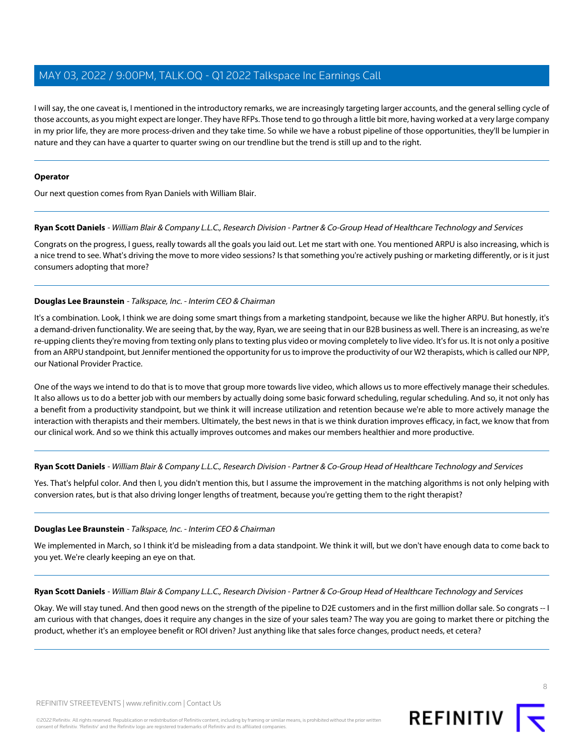I will say, the one caveat is, I mentioned in the introductory remarks, we are increasingly targeting larger accounts, and the general selling cycle of those accounts, as you might expect are longer. They have RFPs. Those tend to go through a little bit more, having worked at a very large company in my prior life, they are more process-driven and they take time. So while we have a robust pipeline of those opportunities, they'll be lumpier in nature and they can have a quarter to quarter swing on our trendline but the trend is still up and to the right.

---

**Operator**

Our next question comes from Ryan Daniels with William Blair.

---

**Ryan Scott Daniels** - *William Blair & Company L.L.C., Research Division - Partner & Co-Group Head of Healthcare Technology and Services*

Congrats on the progress, I guess, really towards all the goals you laid out. Let me start with one. You mentioned ARPU is also increasing, which is a nice trend to see. What's driving the move to more video sessions? Is that something you're actively pushing or marketing differently, or is it just consumers adopting that more?

---

**Douglas Lee Braunstein** - *Talkspace, Inc. - Interim CEO & Chairman*

It's a combination. Look, I think we are doing some smart things from a marketing standpoint, because we like the higher ARPU. But honestly, it's a demand-driven functionality. We are seeing that, by the way, Ryan, we are seeing that in our B2B business as well. There is an increasing, as we're re-upping clients they're moving from texting only plans to texting plus video or moving completely to live video. It's for us. It is not only a positive from an ARPU standpoint, but Jennifer mentioned the opportunity for us to improve the productivity of our W2 therapists, which is called our NPP, our National Provider Practice.

One of the ways we intend to do that is to move that group more towards live video, which allows us to more effectively manage their schedules. It also allows us to do a better job with our members by actually doing some basic forward scheduling, regular scheduling. And so, it not only has a benefit from a productivity standpoint, but we think it will increase utilization and retention because we're able to more actively manage the interaction with therapists and their members. Ultimately, the best news in that is we think duration improves efficacy, in fact, we know that from our clinical work. And so we think this actually improves outcomes and makes our members healthier and more productive.

---

**Ryan Scott Daniels** - *William Blair & Company L.L.C., Research Division - Partner & Co-Group Head of Healthcare Technology and Services*

Yes. That's helpful color. And then I, you didn't mention this, but I assume the improvement in the matching algorithms is not only helping with conversion rates, but is that also driving longer lengths of treatment, because you're getting them to the right therapist?

---

**Douglas Lee Braunstein** - *Talkspace, Inc. - Interim CEO & Chairman*

We implemented in March, so I think it'd be misleading from a data standpoint. We think it will, but we don't have enough data to come back to you yet. We're clearly keeping an eye on that.

---

**Ryan Scott Daniels** - *William Blair & Company L.L.C., Research Division - Partner & Co-Group Head of Healthcare Technology and Services*

Okay. We will stay tuned. And then good news on the strength of the pipeline to D2E customers and in the first million dollar sale. So congrats -- I am curious with that changes, does it require any changes in the size of your sales team? The way you are going to market there or pitching the product, whether it's an employee benefit or ROI driven? Just anything like that sales force changes, product needs, et cetera?

---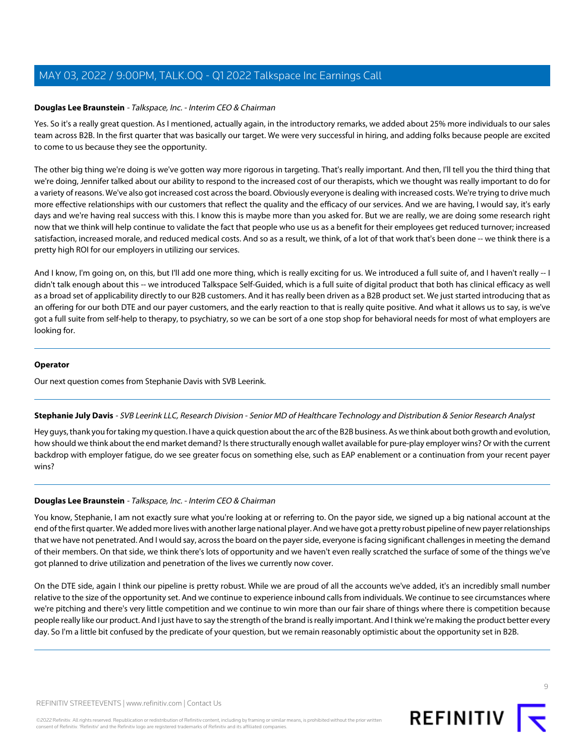**Douglas Lee Braunstein** - *Talkspace, Inc. - Interim CEO & Chairman*

Yes. So it's a really great question. As I mentioned, actually again, in the introductory remarks, we added about 25% more individuals to our sales team across B2B. In the first quarter that was basically our target. We were very successful in hiring, and adding folks because people are excited to come to us because they see the opportunity.

The other big thing we're doing is we've gotten way more rigorous in targeting. That's really important. And then, I'll tell you the third thing that we're doing, Jennifer talked about our ability to respond to the increased cost of our therapists, which we thought was really important to do for a variety of reasons. We've also got increased cost across the board. Obviously everyone is dealing with increased costs. We're trying to drive much more effective relationships with our customers that reflect the quality and the efficacy of our services. And we are having, I would say, it's early days and we're having real success with this. I know this is maybe more than you asked for. But we are really, we are doing some research right now that we think will help continue to validate the fact that people who use us as a benefit for their employees get reduced turnover; increased satisfaction, increased morale, and reduced medical costs. And so as a result, we think, of a lot of that work that's been done -- we think there is a pretty high ROI for our employers in utilizing our services.

And I know, I'm going on, on this, but I'll add one more thing, which is really exciting for us. We introduced a full suite of, and I haven't really -- I didn't talk enough about this -- we introduced Talkspace Self-Guided, which is a full suite of digital product that both has clinical efficacy as well as a broad set of applicability directly to our B2B customers. And it has really been driven as a B2B product set. We just started introducing that as an offering for our both DTE and our payer customers, and the early reaction to that is really quite positive. And what it allows us to say, is we've got a full suite from self-help to therapy, to psychiatry, so we can be sort of a one stop shop for behavioral needs for most of what employers are looking for.

---

**Operator**

Our next question comes from Stephanie Davis with SVB Leerink.

---

**Stephanie July Davis** - *SVB Leerink LLC, Research Division - Senior MD of Healthcare Technology and Distribution & Senior Research Analyst*

Hey guys, thank you for taking my question. I have a quick question about the arc of the B2B business. As we think about both growth and evolution, how should we think about the end market demand? Is there structurally enough wallet available for pure-play employer wins? Or with the current backdrop with employer fatigue, do we see greater focus on something else, such as EAP enablement or a continuation from your recent payer wins?

---

**Douglas Lee Braunstein** - *Talkspace, Inc. - Interim CEO & Chairman*

You know, Stephanie, I am not exactly sure what you're looking at or referring to. On the payor side, we signed up a big national account at the end of the first quarter. We added more lives with another large national player. And we have got a pretty robust pipeline of new payer relationships that we have not penetrated. And I would say, across the board on the payer side, everyone is facing significant challenges in meeting the demand of their members. On that side, we think there's lots of opportunity and we haven't even really scratched the surface of some of the things we've got planned to drive utilization and penetration of the lives we currently now cover.

On the DTE side, again I think our pipeline is pretty robust. While we are proud of all the accounts we've added, it's an incredibly small number relative to the size of the opportunity set. And we continue to experience inbound calls from individuals. We continue to see circumstances where we're pitching and there's very little competition and we continue to win more than our fair share of things where there is competition because people really like our product. And I just have to say the strength of the brand is really important. And I think we're making the product better every day. So I'm a little bit confused by the predicate of your question, but we remain reasonably optimistic about the opportunity set in B2B.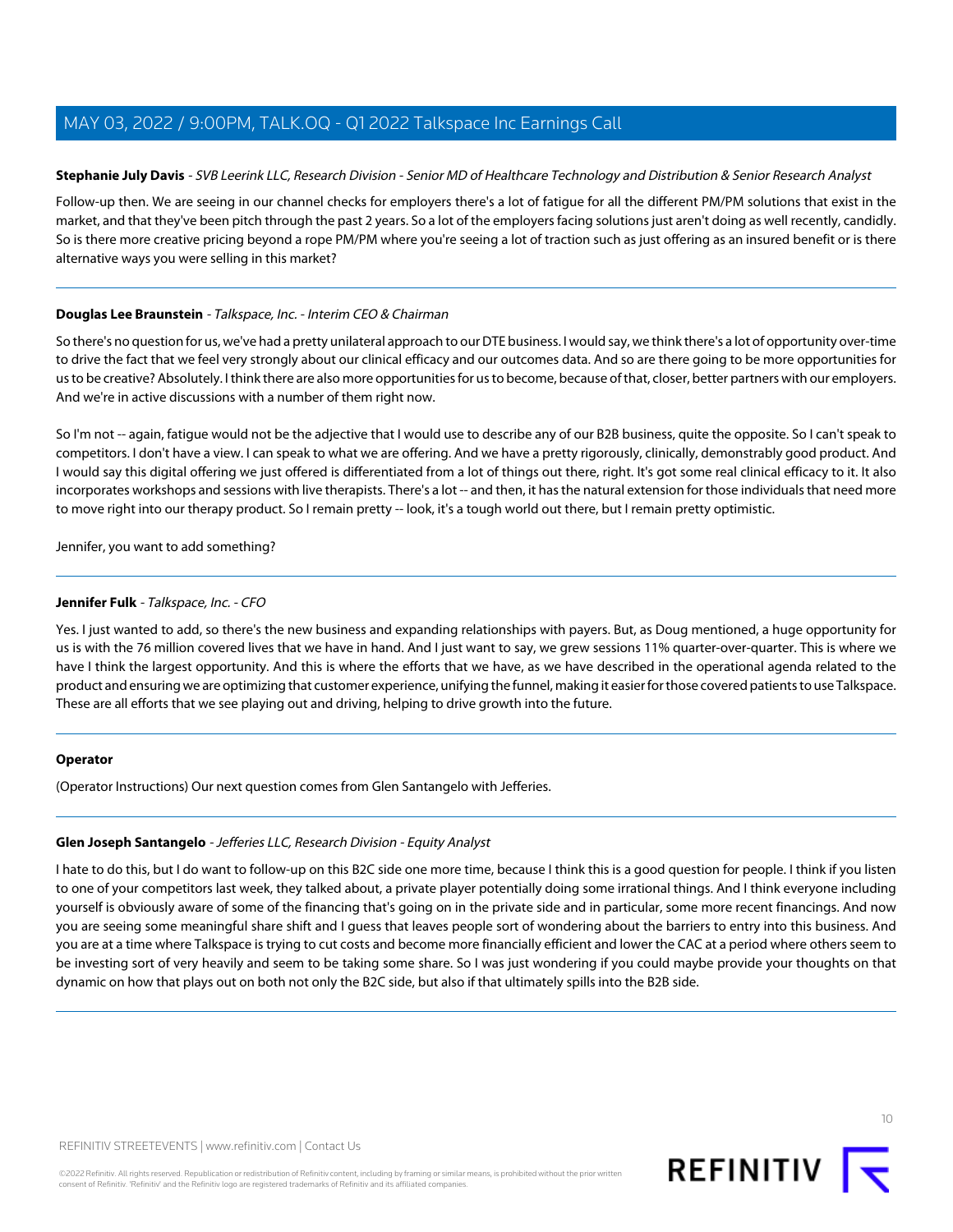**Stephanie July Davis** - *SVB Leerink LLC, Research Division - Senior MD of Healthcare Technology and Distribution & Senior Research Analyst*

Follow-up then. We are seeing in our channel checks for employers there's a lot of fatigue for all the different PM/PM solutions that exist in the market, and that they've been pitch through the past 2 years. So a lot of the employers facing solutions just aren't doing as well recently, candidly. So is there more creative pricing beyond a rope PM/PM where you're seeing a lot of traction such as just offering as an insured benefit or is there alternative ways you were selling in this market?

---

**Douglas Lee Braunstein** - *Talkspace, Inc. - Interim CEO & Chairman*

So there's no question for us, we've had a pretty unilateral approach to our DTE business. I would say, we think there's a lot of opportunity over-time to drive the fact that we feel very strongly about our clinical efficacy and our outcomes data. And so are there going to be more opportunities for us to be creative? Absolutely. I think there are also more opportunities for us to become, because of that, closer, better partners with our employers. And we're in active discussions with a number of them right now.

So I'm not -- again, fatigue would not be the adjective that I would use to describe any of our B2B business, quite the opposite. So I can't speak to competitors. I don't have a view. I can speak to what we are offering. And we have a pretty rigorously, clinically, demonstrably good product. And I would say this digital offering we just offered is differentiated from a lot of things out there, right. It's got some real clinical efficacy to it. It also incorporates workshops and sessions with live therapists. There's a lot -- and then, it has the natural extension for those individuals that need more to move right into our therapy product. So I remain pretty -- look, it's a tough world out there, but I remain pretty optimistic.

Jennifer, you want to add something?

---

**Jennifer Fulk** - *Talkspace, Inc. - CFO*

Yes. I just wanted to add, so there's the new business and expanding relationships with payers. But, as Doug mentioned, a huge opportunity for us is with the 76 million covered lives that we have in hand. And I just want to say, we grew sessions 11% quarter-over-quarter. This is where we have I think the largest opportunity. And this is where the efforts that we have, as we have described in the operational agenda related to the product and ensuring we are optimizing that customer experience, unifying the funnel, making it easier for those covered patients to use Talkspace. These are all efforts that we see playing out and driving, helping to drive growth into the future.

---

**Operator**

(Operator Instructions) Our next question comes from Glen Santangelo with Jefferies.

---

**Glen Joseph Santangelo** - *Jefferies LLC, Research Division - Equity Analyst*

I hate to do this, but I do want to follow-up on this B2C side one more time, because I think this is a good question for people. I think if you listen to one of your competitors last week, they talked about, a private player potentially doing some irrational things. And I think everyone including yourself is obviously aware of some of the financing that's going on in the private side and in particular, some more recent financings. And now you are seeing some meaningful share shift and I guess that leaves people sort of wondering about the barriers to entry into this business. And you are at a time where Talkspace is trying to cut costs and become more financially efficient and lower the CAC at a period where others seem to be investing sort of very heavily and seem to be taking some share. So I was just wondering if you could maybe provide your thoughts on that dynamic on how that plays out on both not only the B2C side, but also if that ultimately spills into the B2B side.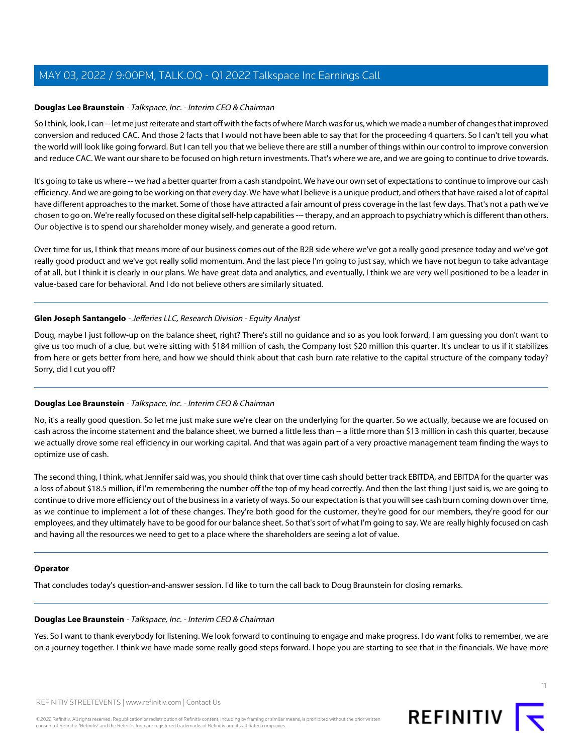**Douglas Lee Braunstein** - *Talkspace, Inc. - Interim CEO & Chairman*

So I think, look, I can -- let me just reiterate and start off with the facts of where March was for us, which we made a number of changes that improved conversion and reduced CAC. And those 2 facts that I would not have been able to say that for the proceeding 4 quarters. So I can't tell you what the world will look like going forward. But I can tell you that we believe there are still a number of things within our control to improve conversion and reduce CAC. We want our share to be focused on high return investments. That's where we are, and we are going to continue to drive towards.

It's going to take us where -- we had a better quarter from a cash standpoint. We have our own set of expectations to continue to improve our cash efficiency. And we are going to be working on that every day. We have what I believe is a unique product, and others that have raised a lot of capital have different approaches to the market. Some of those have attracted a fair amount of press coverage in the last few days. That's not a path we've chosen to go on. We're really focused on these digital self-help capabilities --- therapy, and an approach to psychiatry which is different than others. Our objective is to spend our shareholder money wisely, and generate a good return.

Over time for us, I think that means more of our business comes out of the B2B side where we've got a really good presence today and we've got really good product and we've got really solid momentum. And the last piece I'm going to just say, which we have not begun to take advantage of at all, but I think it is clearly in our plans. We have great data and analytics, and eventually, I think we are very well positioned to be a leader in value-based care for behavioral. And I do not believe others are similarly situated.

---

**Glen Joseph Santangelo** - *Jefferies LLC, Research Division - Equity Analyst*

Doug, maybe I just follow-up on the balance sheet, right? There's still no guidance and so as you look forward, I am guessing you don't want to give us too much of a clue, but we're sitting with $184 million of cash, the Company lost $20 million this quarter. It's unclear to us if it stabilizes from here or gets better from here, and how we should think about that cash burn rate relative to the capital structure of the company today? Sorry, did I cut you off?

---

**Douglas Lee Braunstein** - *Talkspace, Inc. - Interim CEO & Chairman*

No, it's a really good question. So let me just make sure we're clear on the underlying for the quarter. So we actually, because we are focused on cash across the income statement and the balance sheet, we burned a little less than -- a little more than $13 million in cash this quarter, because we actually drove some real efficiency in our working capital. And that was again part of a very proactive management team finding the ways to optimize use of cash.

The second thing, I think, what Jennifer said was, you should think that over time cash should better track EBITDA, and EBITDA for the quarter was a loss of about $18.5 million, if I'm remembering the number off the top of my head correctly. And then the last thing I just said is, we are going to continue to drive more efficiency out of the business in a variety of ways. So our expectation is that you will see cash burn coming down over time, as we continue to implement a lot of these changes. They're both good for the customer, they're good for our members, they're good for our employees, and they ultimately have to be good for our balance sheet. So that's sort of what I'm going to say. We are really highly focused on cash and having all the resources we need to get to a place where the shareholders are seeing a lot of value.

---

**Operator**

That concludes today's question-and-answer session. I'd like to turn the call back to Doug Braunstein for closing remarks.

---

**Douglas Lee Braunstein** - *Talkspace, Inc. - Interim CEO & Chairman*

Yes. So I want to thank everybody for listening. We look forward to continuing to engage and make progress. I do want folks to remember, we are on a journey together. I think we have made some really good steps forward. I hope you are starting to see that in the financials. We have more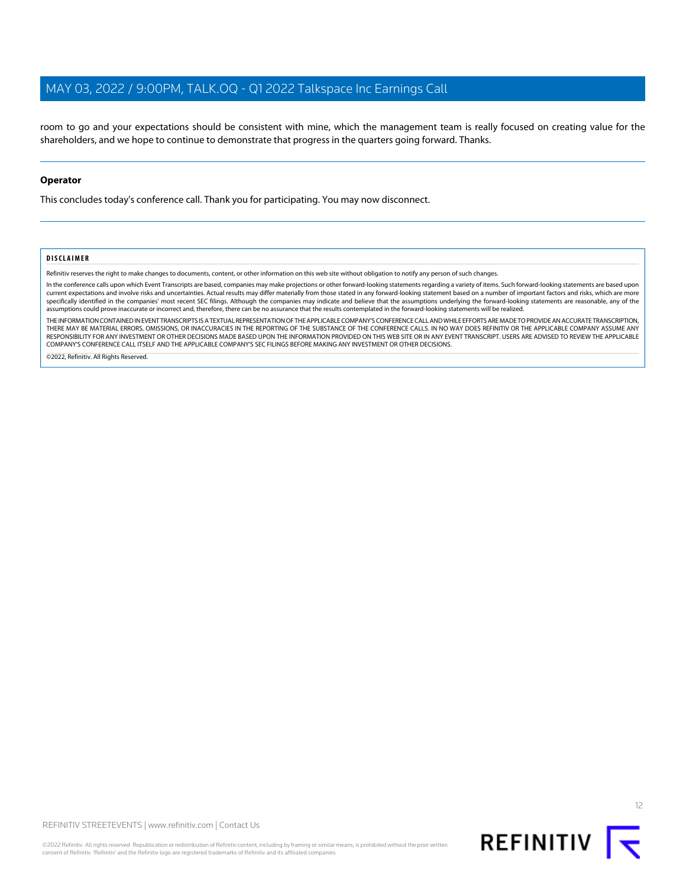room to go and your expectations should be consistent with mine, which the management team is really focused on creating value for the shareholders, and we hope to continue to demonstrate that progress in the quarters going forward. Thanks.

**Operator**

This concludes today's conference call. Thank you for participating. You may now disconnect.

**DISCLAIMER**

Refinitiv reserves the right to make changes to documents, content, or other information on this web site without obligation to notify any person of such changes.

In the conference calls upon which Event Transcripts are based, companies may make projections or other forward-looking statements regarding a variety of items. Such forward-looking statements are based upon current expectations and involve risks and uncertainties. Actual results may differ materially from those stated in any forward-looking statement based on a number of important factors and risks, which are more specifically identified in the companies' most recent SEC filings. Although the companies may indicate and believe that the assumptions underlying the forward-looking statements are reasonable, any of the assumptions could prove inaccurate or incorrect and, therefore, there can be no assurance that the results contemplated in the forward-looking statements will be realized.

THE INFORMATION CONTAINED IN EVENT TRANSCRIPTS IS A TEXTUAL REPRESENTATION OF THE APPLICABLE COMPANY'S CONFERENCE CALL AND WHILE EFFORTS ARE MADE TO PROVIDE AN ACCURATE TRANSCRIPTION, THERE MAY BE MATERIAL ERRORS, OMISSIONS, OR INACCURACIES IN THE REPORTING OF THE SUBSTANCE OF THE CONFERENCE CALLS. IN NO WAY DOES REFINITIV OR THE APPLICABLE COMPANY ASSUME ANY RESPONSIBILITY FOR ANY INVESTMENT OR OTHER DECISIONS MADE BASED UPON THE INFORMATION PROVIDED ON THIS WEB SITE OR IN ANY EVENT TRANSCRIPT. USERS ARE ADVISED TO REVIEW THE APPLICABLE COMPANY'S CONFERENCE CALL ITSELF AND THE APPLICABLE COMPANY'S SEC FILINGS BEFORE MAKING ANY INVESTMENT OR OTHER DECISIONS.

©2022, Refinitiv. All Rights Reserved.